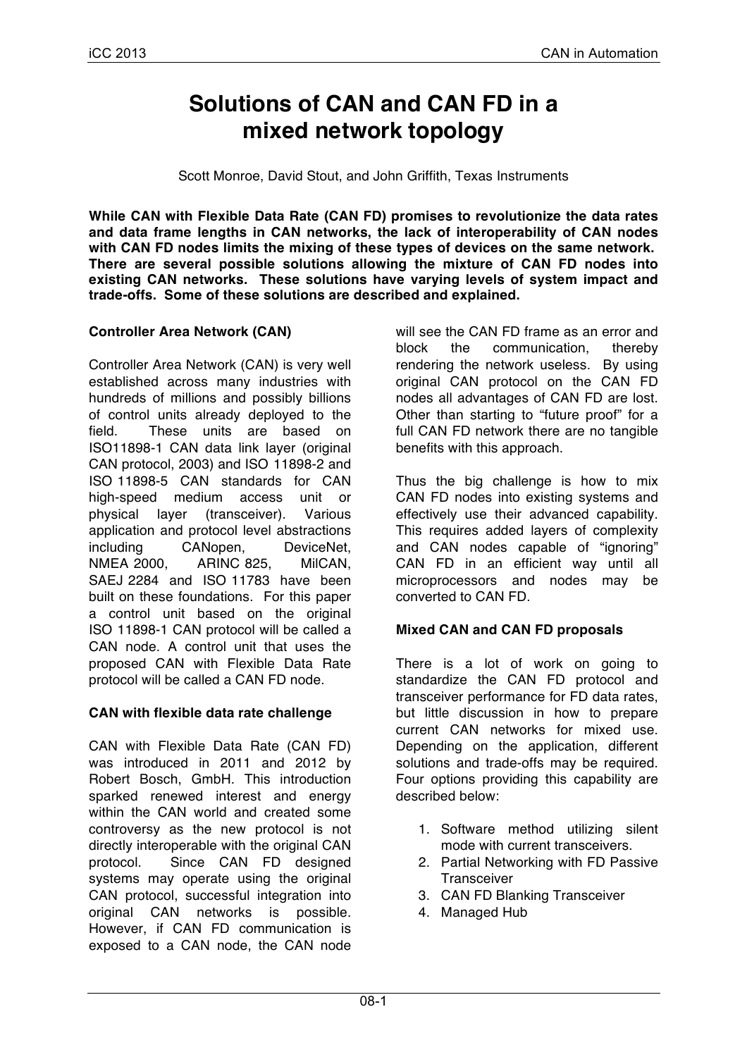// Decision: omit the running header ("iCC 2013", "CAN in Automation") and the footer page number ("08-1"), per the rules.
# Solutions of CAN and CAN FD in a mixed network topology

Scott Monroe, David Stout, and John Griffith, Texas Instruments

**While CAN with Flexible Data Rate (CAN FD) promises to revolutionize the data rates and data frame lengths in CAN networks, the lack of interoperability of CAN nodes with CAN FD nodes limits the mixing of these types of devices on the same network. There are several possible solutions allowing the mixture of CAN FD nodes into existing CAN networks. These solutions have varying levels of system impact and trade-offs. Some of these solutions are described and explained.**

## Controller Area Network (CAN)

Controller Area Network (CAN) is very well established across many industries with hundreds of millions and possibly billions of control units already deployed to the field. These units are based on ISO11898-1 CAN data link layer (original CAN protocol, 2003) and ISO 11898-2 and ISO 11898-5 CAN standards for CAN high-speed medium access unit or physical layer (transceiver). Various application and protocol level abstractions including CANopen, DeviceNet, NMEA 2000, ARINC 825, MilCAN, SAEJ 2284 and ISO 11783 have been built on these foundations. For this paper a control unit based on the original ISO 11898-1 CAN protocol will be called a CAN node. A control unit that uses the proposed CAN with Flexible Data Rate protocol will be called a CAN FD node.

## CAN with flexible data rate challenge

CAN with Flexible Data Rate (CAN FD) was introduced in 2011 and 2012 by Robert Bosch, GmbH. This introduction sparked renewed interest and energy within the CAN world and created some controversy as the new protocol is not directly interoperable with the original CAN protocol. Since CAN FD designed systems may operate using the original CAN protocol, successful integration into original CAN networks is possible. However, if CAN FD communication is exposed to a CAN node, the CAN node will see the CAN FD frame as an error and block the communication, thereby rendering the network useless. By using original CAN protocol on the CAN FD nodes all advantages of CAN FD are lost. Other than starting to "future proof" for a full CAN FD network there are no tangible benefits with this approach.

Thus the big challenge is how to mix CAN FD nodes into existing systems and effectively use their advanced capability. This requires added layers of complexity and CAN nodes capable of "ignoring" CAN FD in an efficient way until all microprocessors and nodes may be converted to CAN FD.

## Mixed CAN and CAN FD proposals

There is a lot of work on going to standardize the CAN FD protocol and transceiver performance for FD data rates, but little discussion in how to prepare current CAN networks for mixed use. Depending on the application, different solutions and trade-offs may be required. Four options providing this capability are described below:

1. Software method utilizing silent mode with current transceivers.
2. Partial Networking with FD Passive Transceiver
3. CAN FD Blanking Transceiver
4. Managed Hub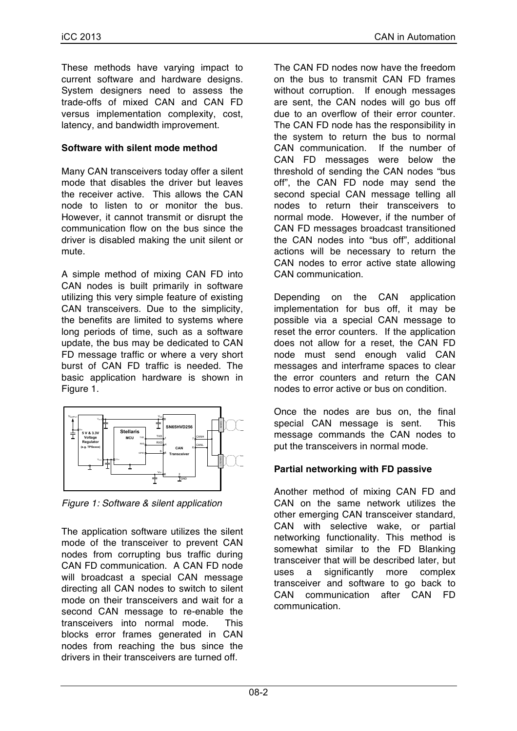These methods have varying impact to current software and hardware designs. System designers need to assess the trade-offs of mixed CAN and CAN FD versus implementation complexity, cost, latency, and bandwidth improvement.

**Software with silent mode method**

Many CAN transceivers today offer a silent mode that disables the driver but leaves the receiver active. This allows the CAN node to listen to or monitor the bus. However, it cannot transmit or disrupt the communication flow on the bus since the driver is disabled making the unit silent or mute.

A simple method of mixing CAN FD into CAN nodes is built primarily in software utilizing this very simple feature of existing CAN transceivers. Due to the simplicity, the benefits are limited to systems where long periods of time, such as a software update, the bus may be dedicated to CAN FD message traffic or where a very short burst of CAN FD traffic is needed. The basic application hardware is shown in Figure 1.

*Figure 1: Software & silent application*

The application software utilizes the silent mode of the transceiver to prevent CAN nodes from corrupting bus traffic during CAN FD communication. A CAN FD node will broadcast a special CAN message directing all CAN nodes to switch to silent mode on their transceivers and wait for a second CAN message to re-enable the transceivers into normal mode. This blocks error frames generated in CAN nodes from reaching the bus since the drivers in their transceivers are turned off.

The CAN FD nodes now have the freedom on the bus to transmit CAN FD frames without corruption. If enough messages are sent, the CAN nodes will go bus off due to an overflow of their error counter. The CAN FD node has the responsibility in the system to return the bus to normal CAN communication. If the number of CAN FD messages were below the threshold of sending the CAN nodes "bus off", the CAN FD node may send the second special CAN message telling all nodes to return their transceivers to normal mode. However, if the number of CAN FD messages broadcast transitioned the CAN nodes into "bus off", additional actions will be necessary to return the CAN nodes to error active state allowing CAN communication.

Depending on the CAN application implementation for bus off, it may be possible via a special CAN message to reset the error counters. If the application does not allow for a reset, the CAN FD node must send enough valid CAN messages and interframe spaces to clear the error counters and return the CAN nodes to error active or bus on condition.

Once the nodes are bus on, the final special CAN message is sent. This message commands the CAN nodes to put the transceivers in normal mode.

**Partial networking with FD passive**

Another method of mixing CAN FD and CAN on the same network utilizes the other emerging CAN transceiver standard, CAN with selective wake, or partial networking functionality. This method is somewhat similar to the FD Blanking transceiver that will be described later, but uses a significantly more complex transceiver and software to go back to CAN communication after CAN FD communication.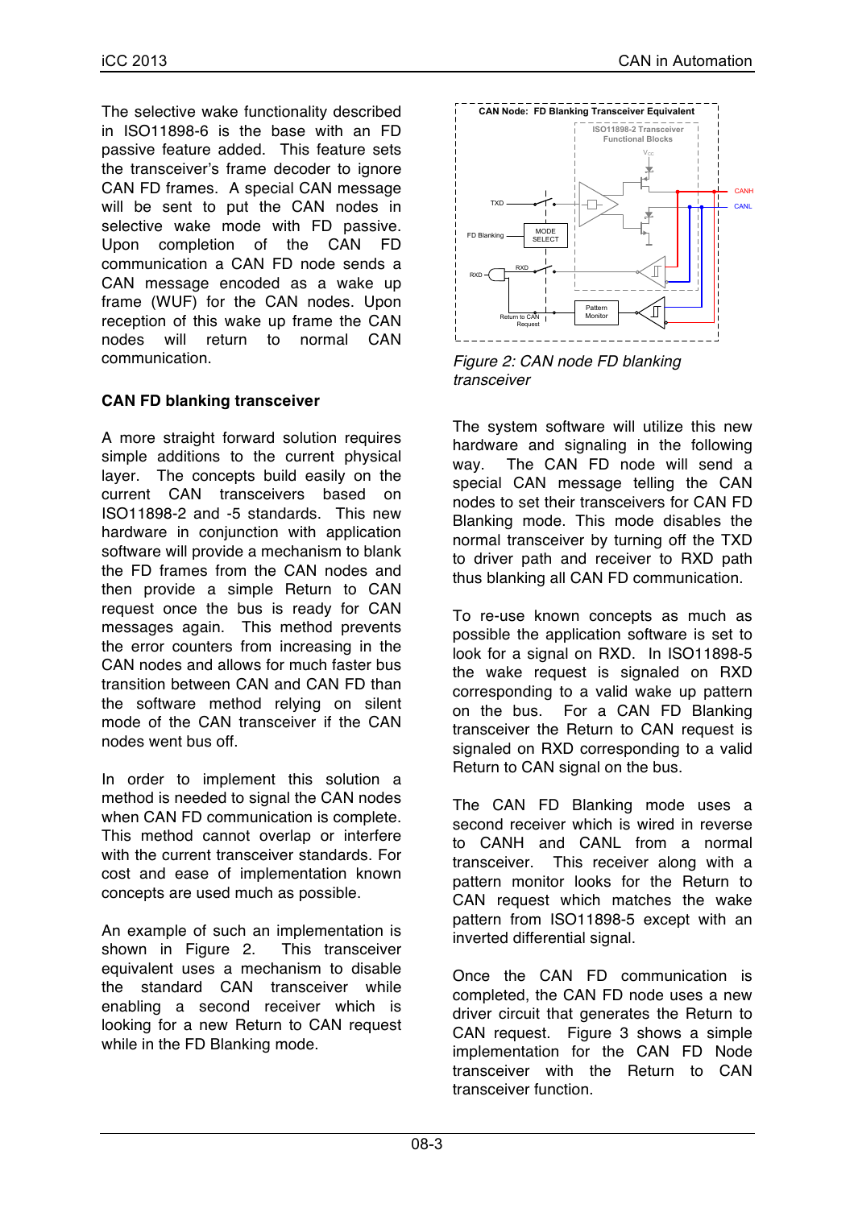The selective wake functionality described in ISO11898-6 is the base with an FD passive feature added. This feature sets the transceiver's frame decoder to ignore CAN FD frames. A special CAN message will be sent to put the CAN nodes in selective wake mode with FD passive. Upon completion of the CAN FD communication a CAN FD node sends a CAN message encoded as a wake up frame (WUF) for the CAN nodes. Upon reception of this wake up frame the CAN nodes will return to normal CAN communication.

### CAN FD blanking transceiver

A more straight forward solution requires simple additions to the current physical layer. The concepts build easily on the current CAN transceivers based on ISO11898-2 and -5 standards. This new hardware in conjunction with application software will provide a mechanism to blank the FD frames from the CAN nodes and then provide a simple Return to CAN request once the bus is ready for CAN messages again. This method prevents the error counters from increasing in the CAN nodes and allows for much faster bus transition between CAN and CAN FD than the software method relying on silent mode of the CAN transceiver if the CAN nodes went bus off.

In order to implement this solution a method is needed to signal the CAN nodes when CAN FD communication is complete. This method cannot overlap or interfere with the current transceiver standards. For cost and ease of implementation known concepts are used much as possible.

An example of such an implementation is shown in Figure 2. This transceiver equivalent uses a mechanism to disable the standard CAN transceiver while enabling a second receiver which is looking for a new Return to CAN request while in the FD Blanking mode.

*Figure 2: CAN node FD blanking transceiver*

The system software will utilize this new hardware and signaling in the following way. The CAN FD node will send a special CAN message telling the CAN nodes to set their transceivers for CAN FD Blanking mode. This mode disables the normal transceiver by turning off the TXD to driver path and receiver to RXD path thus blanking all CAN FD communication.

To re-use known concepts as much as possible the application software is set to look for a signal on RXD. In ISO11898-5 the wake request is signaled on RXD corresponding to a valid wake up pattern on the bus. For a CAN FD Blanking transceiver the Return to CAN request is signaled on RXD corresponding to a valid Return to CAN signal on the bus.

The CAN FD Blanking mode uses a second receiver which is wired in reverse to CANH and CANL from a normal transceiver. This receiver along with a pattern monitor looks for the Return to CAN request which matches the wake pattern from ISO11898-5 except with an inverted differential signal.

Once the CAN FD communication is completed, the CAN FD node uses a new driver circuit that generates the Return to CAN request. Figure 3 shows a simple implementation for the CAN FD Node transceiver with the Return to CAN transceiver function.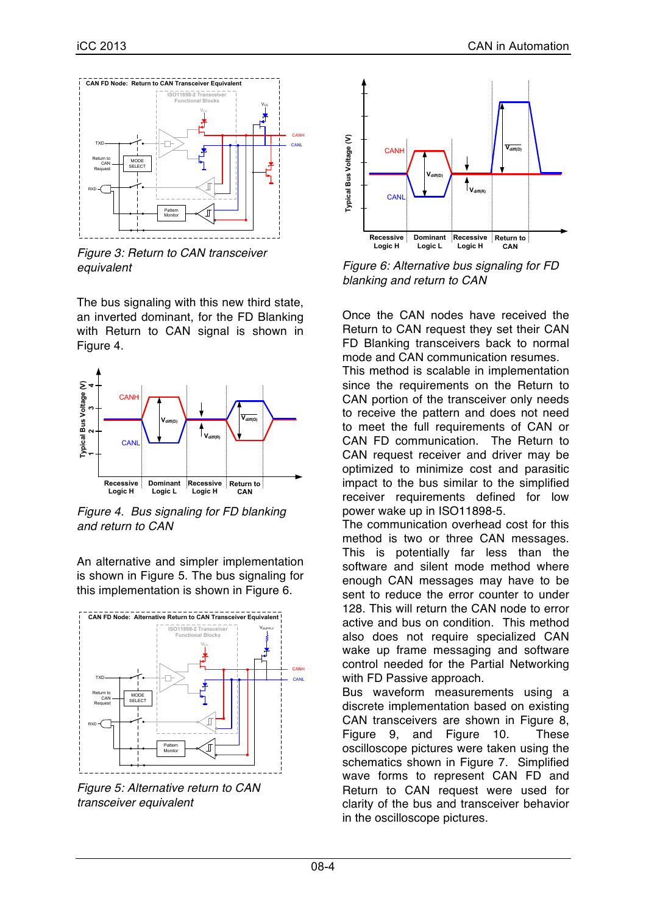*Figure 3: Return to CAN transceiver equivalent*

The bus signaling with this new third state, an inverted dominant, for the FD Blanking with Return to CAN signal is shown in Figure 4.

*Figure 4. Bus signaling for FD blanking and return to CAN*

An alternative and simpler implementation is shown in Figure 5. The bus signaling for this implementation is shown in Figure 6.

*Figure 5: Alternative return to CAN transceiver equivalent*

*Figure 6: Alternative bus signaling for FD blanking and return to CAN*

Once the CAN nodes have received the Return to CAN request they set their CAN FD Blanking transceivers back to normal mode and CAN communication resumes.

This method is scalable in implementation since the requirements on the Return to CAN portion of the transceiver only needs to receive the pattern and does not need to meet the full requirements of CAN or CAN FD communication. The Return to CAN request receiver and driver may be optimized to minimize cost and parasitic impact to the bus similar to the simplified receiver requirements defined for low power wake up in ISO11898-5.

The communication overhead cost for this method is two or three CAN messages. This is potentially far less than the software and silent mode method where enough CAN messages may have to be sent to reduce the error counter to under 128. This will return the CAN node to error active and bus on condition. This method also does not require specialized CAN wake up frame messaging and software control needed for the Partial Networking with FD Passive approach.

Bus waveform measurements using a discrete implementation based on existing CAN transceivers are shown in Figure 8, Figure 9, and Figure 10. These oscilloscope pictures were taken using the schematics shown in Figure 7. Simplified wave forms to represent CAN FD and Return to CAN request were used for clarity of the bus and transceiver behavior in the oscilloscope pictures.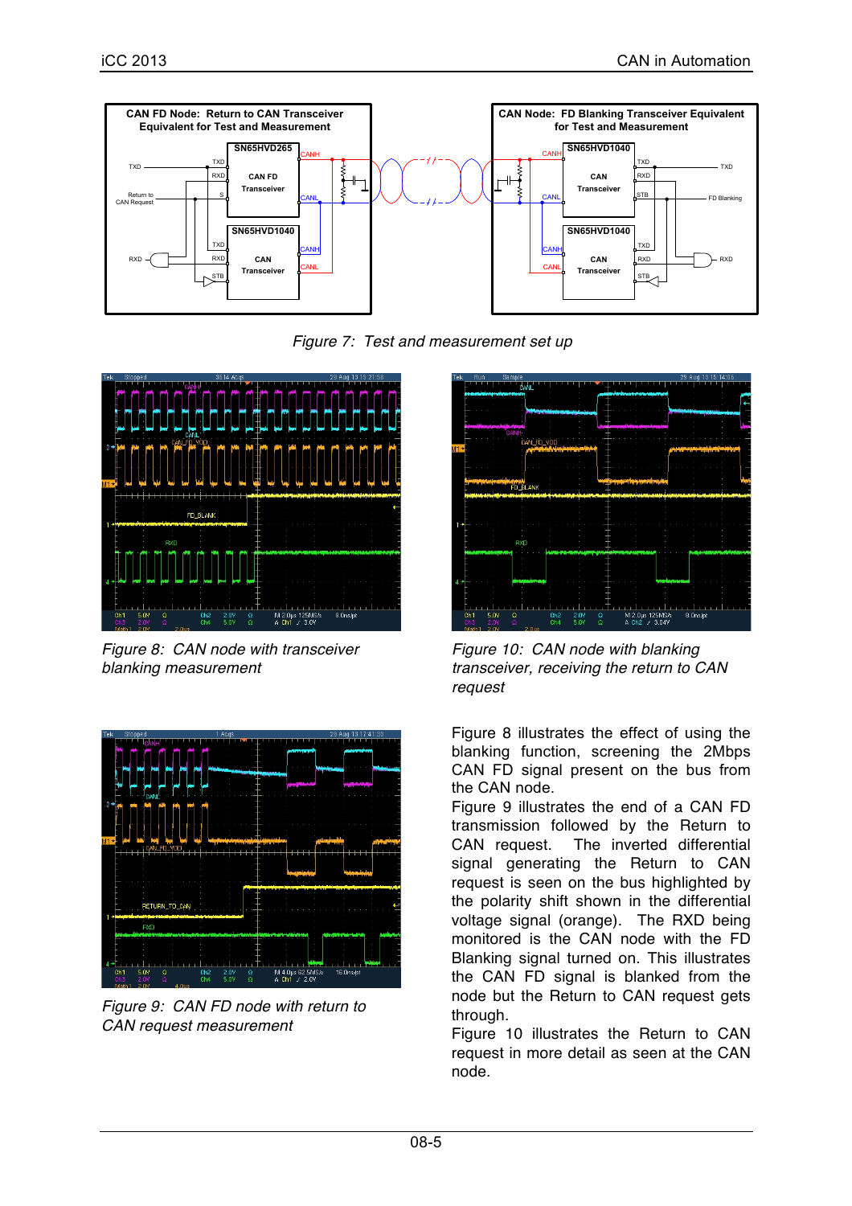Figure 7: Test and measurement set up

Figure 8: CAN node with transceiver blanking measurement

Figure 10: CAN node with blanking transceiver, receiving the return to CAN request

Figure 9: CAN FD node with return to CAN request measurement

Figure 8 illustrates the effect of using the blanking function, screening the 2Mbps CAN FD signal present on the bus from the CAN node.

Figure 9 illustrates the end of a CAN FD transmission followed by the Return to CAN request. The inverted differential signal generating the Return to CAN request is seen on the bus highlighted by the polarity shift shown in the differential voltage signal (orange). The RXD being monitored is the CAN node with the FD Blanking signal turned on. This illustrates the CAN FD signal is blanked from the node but the Return to CAN request gets through.

Figure 10 illustrates the Return to CAN request in more detail as seen at the CAN node.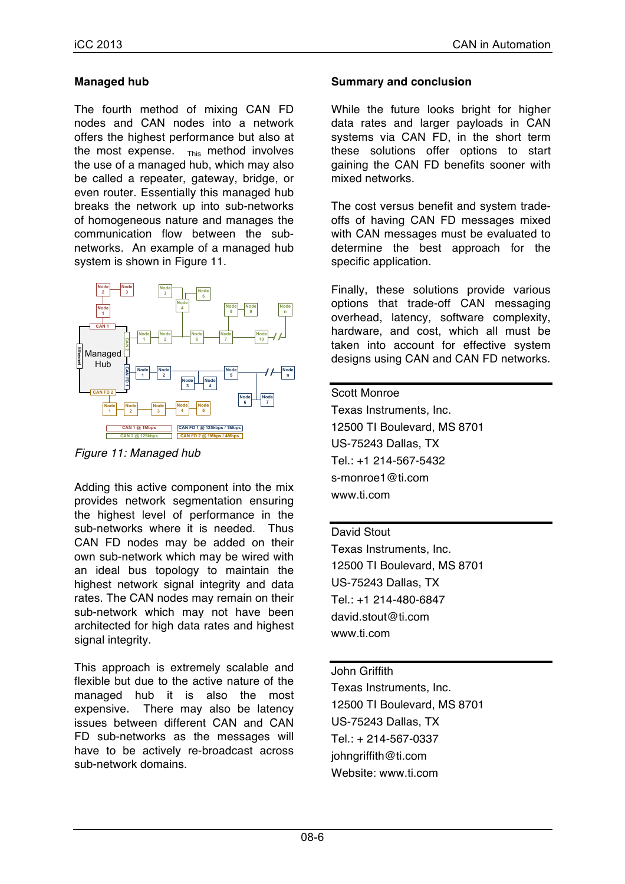### Managed hub

The fourth method of mixing CAN FD nodes and CAN nodes into a network offers the highest performance but also at the most expense. This method involves the use of a managed hub, which may also be called a repeater, gateway, bridge, or even router. Essentially this managed hub breaks the network up into sub-networks of homogeneous nature and manages the communication flow between the sub-networks. An example of a managed hub system is shown in Figure 11.

*Figure 11: Managed hub*

Adding this active component into the mix provides network segmentation ensuring the highest level of performance in the sub-networks where it is needed. Thus CAN FD nodes may be added on their own sub-network which may be wired with an ideal bus topology to maintain the highest network signal integrity and data rates. The CAN nodes may remain on their sub-network which may not have been architected for high data rates and highest signal integrity.

This approach is extremely scalable and flexible but due to the active nature of the managed hub it is also the most expensive. There may also be latency issues between different CAN and CAN FD sub-networks as the messages will have to be actively re-broadcast across sub-network domains.

### Summary and conclusion

While the future looks bright for higher data rates and larger payloads in CAN systems via CAN FD, in the short term these solutions offer options to start gaining the CAN FD benefits sooner with mixed networks.

The cost versus benefit and system trade-offs of having CAN FD messages mixed with CAN messages must be evaluated to determine the best approach for the specific application.

Finally, these solutions provide various options that trade-off CAN messaging overhead, latency, software complexity, hardware, and cost, which all must be taken into account for effective system designs using CAN and CAN FD networks.

---

Scott Monroe
Texas Instruments, Inc.
12500 TI Boulevard, MS 8701
US-75243 Dallas, TX
Tel.: +1 214-567-5432
s-monroe1@ti.com
www.ti.com

---

David Stout
Texas Instruments, Inc.
12500 TI Boulevard, MS 8701
US-75243 Dallas, TX
Tel.: +1 214-480-6847
david.stout@ti.com
www.ti.com

---

John Griffith
Texas Instruments, Inc.
12500 TI Boulevard, MS 8701
US-75243 Dallas, TX
Tel.: + 214-567-0337
johngriffith@ti.com
Website: www.ti.com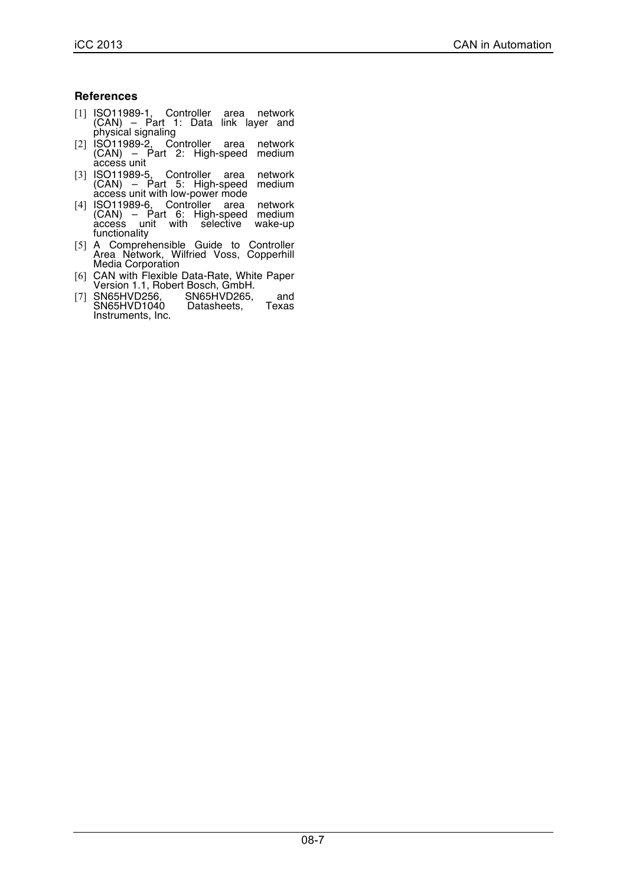### References

[1] ISO11989-1, Controller area network (CAN) – Part 1: Data link layer and physical signaling

[2] ISO11989-2, Controller area network (CAN) – Part 2: High-speed medium access unit

[3] ISO11989-5, Controller area network (CAN) – Part 5: High-speed medium access unit with low-power mode

[4] ISO11989-6, Controller area network (CAN) – Part 6: High-speed medium access unit with selective wake-up functionality

[5] A Comprehensible Guide to Controller Area Network, Wilfried Voss, Copperhill Media Corporation

[6] CAN with Flexible Data-Rate, White Paper Version 1.1, Robert Bosch, GmbH.

[7] SN65HVD256, SN65HVD265, and SN65HVD1040 Datasheets, Texas Instruments, Inc.